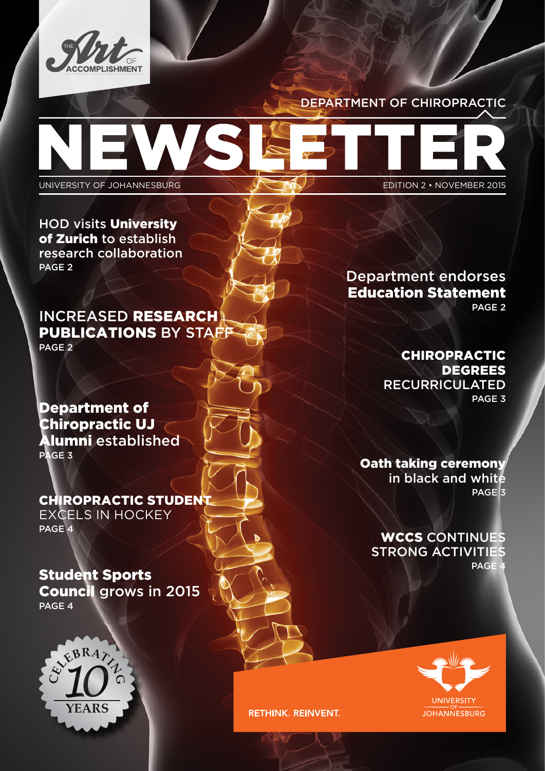THE Art OF ACCOMPLISHMENT

DEPARTMENT OF CHIROPRACTIC

# NEWSLETTER

UNIVERSITY OF JOHANNESBURG

EDITION 2 • NOVEMBER 2015

HOD visits **University of Zurich** to establish research collaboration
PAGE 2

INCREASED **RESEARCH PUBLICATIONS** BY STAFF
PAGE 2

**Department of Chiropractic UJ Alumni** established
PAGE 3

**CHIROPRACTIC STUDENT** EXCELS IN HOCKEY
PAGE 4

**Student Sports Council** grows in 2015
PAGE 4

Department endorses **Education Statement**
PAGE 2

**CHIROPRACTIC DEGREES** RECURRICULATED
PAGE 3

**Oath taking ceremony** in black and white
PAGE 3

**WCCS** CONTINUES STRONG ACTIVITIES
PAGE 4

CELEBRATING 10 YEARS

RETHINK. REINVENT.

UNIVERSITY OF JOHANNESBURG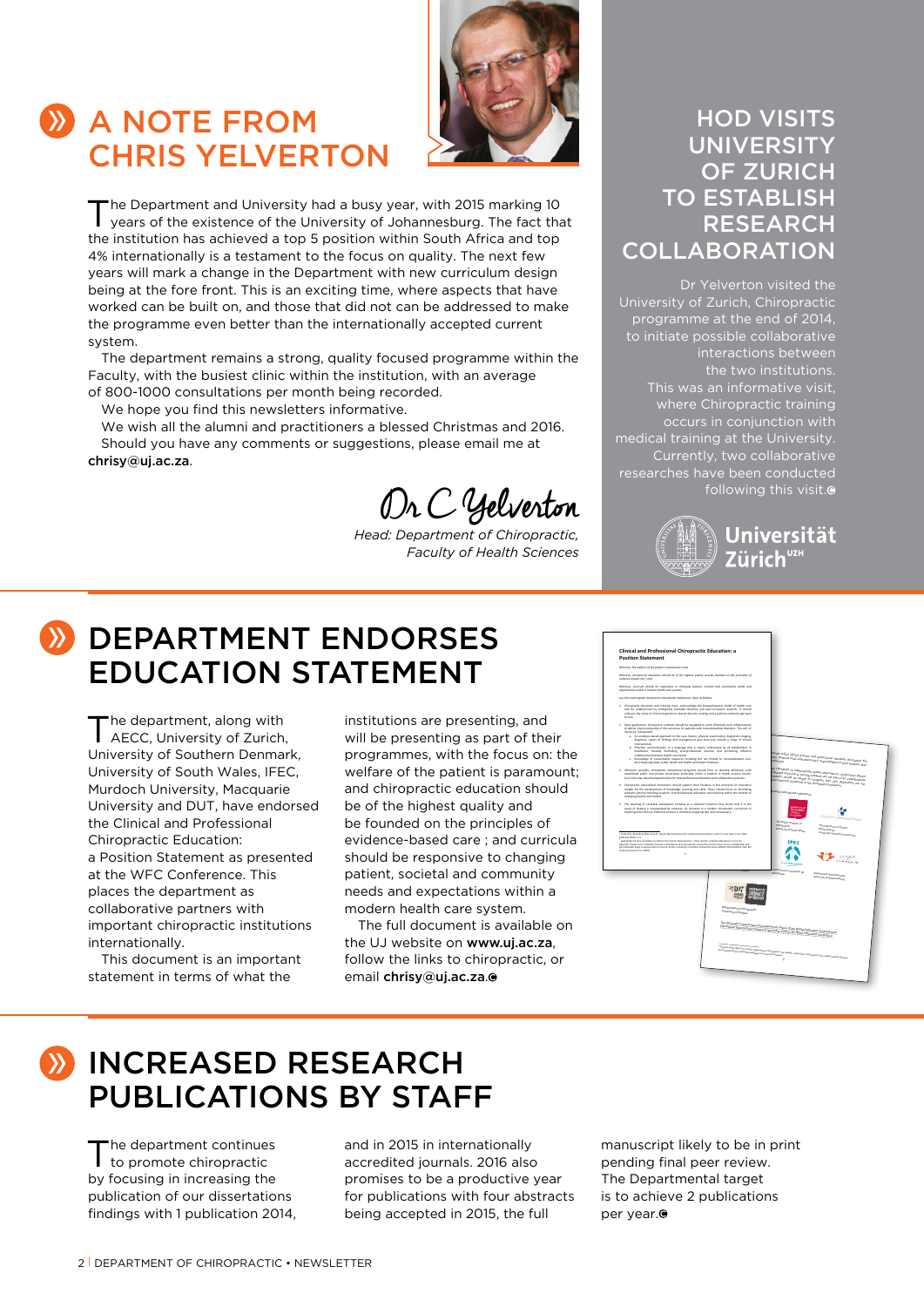## A NOTE FROM CHRIS YELVERTON

The Department and University had a busy year, with 2015 marking 10 years of the existence of the University of Johannesburg. The fact that the institution has achieved a top 5 position within South Africa and top 4% internationally is a testament to the focus on quality. The next few years will mark a change in the Department with new curriculum design being at the fore front. This is an exciting time, where aspects that have worked can be built on, and those that did not can be addressed to make the programme even better than the internationally accepted current system.

The department remains a strong, quality focused programme within the Faculty, with the busiest clinic within the institution, with an average of 800-1000 consultations per month being recorded.

We hope you find this newsletters informative.

We wish all the alumni and practitioners a blessed Christmas and 2016.

Should you have any comments or suggestions, please email me at **chrisy@uj.ac.za**.

Dr C Yelverton

*Head: Department of Chiropractic, Faculty of Health Sciences*

## HOD VISITS UNIVERSITY OF ZURICH TO ESTABLISH RESEARCH COLLABORATION

Dr Yelverton visited the University of Zurich, Chiropractic programme at the end of 2014, to initiate possible collaborative interactions between the two institutions. This was an informative visit, where Chiropractic training occurs in conjunction with medical training at the University. Currently, two collaborative researches have been conducted following this visit.

Universität Zürich[UZH]

## DEPARTMENT ENDORSES EDUCATION STATEMENT

The department, along with AECC, University of Zurich, University of Southern Denmark, University of South Wales, IFEC, Murdoch University, Macquarie University and DUT, have endorsed the Clinical and Professional Chiropractic Education: a Position Statement as presented at the WFC Conference. This places the department as collaborative partners with important chiropractic institutions internationally.

This document is an important statement in terms of what the institutions are presenting, and will be presenting as part of their programmes, with the focus on: the welfare of the patient is paramount; and chiropractic education should be of the highest quality and be founded on the principles of evidence-based care ; and curricula should be responsive to changing patient, societal and community needs and expectations within a modern health care system.

The full document is available on the UJ website on **www.uj.ac.za**, follow the links to chiropractic, or email **chrisy@uj.ac.za**.

## INCREASED RESEARCH PUBLICATIONS BY STAFF

The department continues to promote chiropractic by focusing in increasing the publication of our dissertations findings with 1 publication 2014, and in 2015 in internationally accredited journals. 2016 also promises to be a productive year for publications with four abstracts being accepted in 2015, the full manuscript likely to be in print pending final peer review. The Departmental target is to achieve 2 publications per year.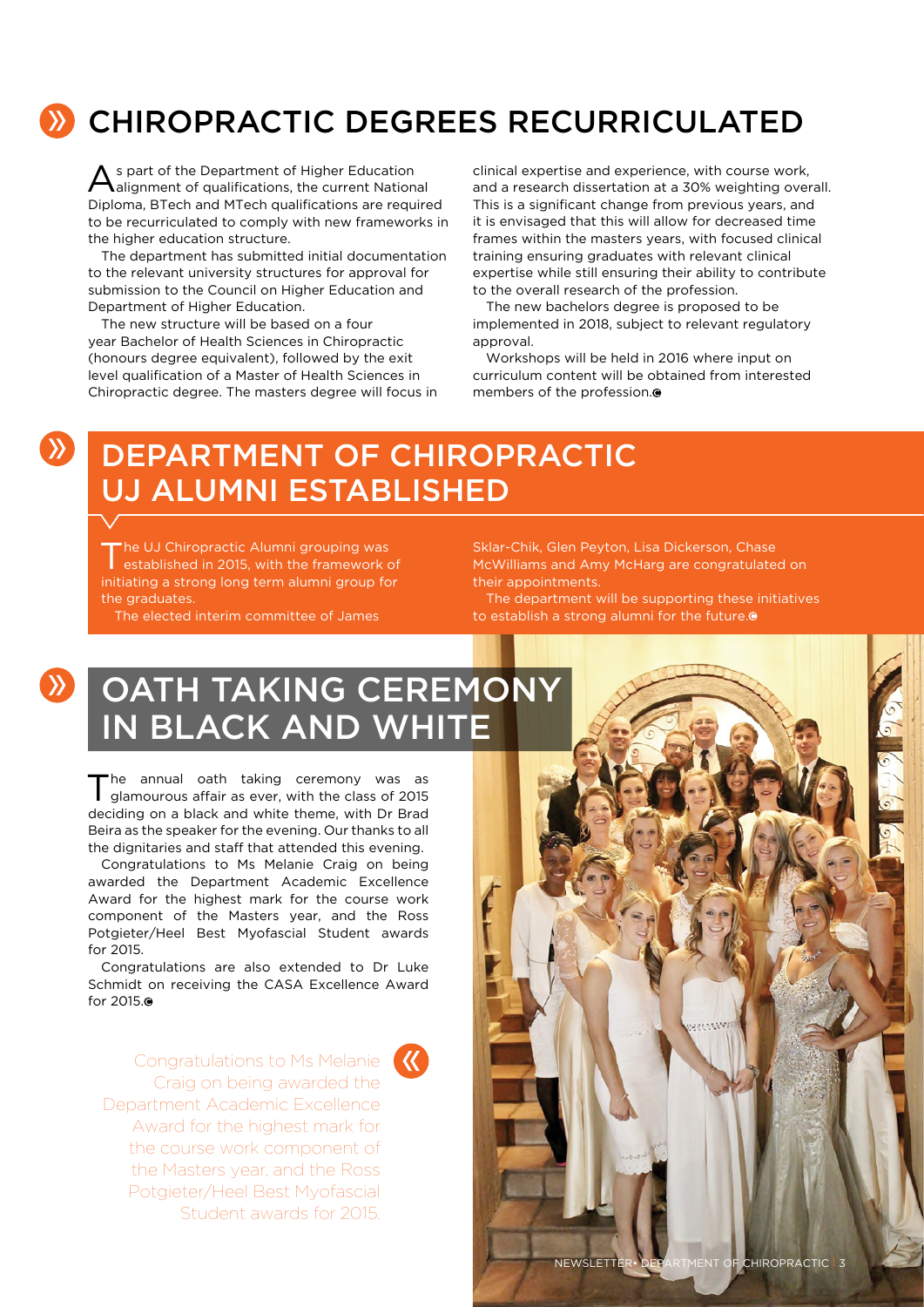# CHIROPRACTIC DEGREES RECURRICULATED

As part of the Department of Higher Education alignment of qualifications, the current National Diploma, BTech and MTech qualifications are required to be recurriculated to comply with new frameworks in the higher education structure.

The department has submitted initial documentation to the relevant university structures for approval for submission to the Council on Higher Education and Department of Higher Education.

The new structure will be based on a four year Bachelor of Health Sciences in Chiropractic (honours degree equivalent), followed by the exit level qualification of a Master of Health Sciences in Chiropractic degree. The masters degree will focus in clinical expertise and experience, with course work, and a research dissertation at a 30% weighting overall. This is a significant change from previous years, and it is envisaged that this will allow for decreased time frames within the masters years, with focused clinical training ensuring graduates with relevant clinical expertise while still ensuring their ability to contribute to the overall research of the profession.

The new bachelors degree is proposed to be implemented in 2018, subject to relevant regulatory approval.

Workshops will be held in 2016 where input on curriculum content will be obtained from interested members of the profession.

# DEPARTMENT OF CHIROPRACTIC UJ ALUMNI ESTABLISHED

The UJ Chiropractic Alumni grouping was established in 2015, with the framework of initiating a strong long term alumni group for the graduates.

The elected interim committee of James Sklar-Chik, Glen Peyton, Lisa Dickerson, Chase McWilliams and Amy McHarg are congratulated on their appointments.

The department will be supporting these initiatives to establish a strong alumni for the future.

# OATH TAKING CEREMONY IN BLACK AND WHITE

The annual oath taking ceremony was as glamourous affair as ever, with the class of 2015 deciding on a black and white theme, with Dr Brad Beira as the speaker for the evening. Our thanks to all the dignitaries and staff that attended this evening.

Congratulations to Ms Melanie Craig on being awarded the Department Academic Excellence Award for the highest mark for the course work component of the Masters year, and the Ross Potgieter/Heel Best Myofascial Student awards for 2015.

Congratulations are also extended to Dr Luke Schmidt on receiving the CASA Excellence Award for 2015.

> Congratulations to Ms Melanie Craig on being awarded the Department Academic Excellence Award for the highest mark for the course work component of the Masters year, and the Ross Potgieter/Heel Best Myofascial Student awards for 2015.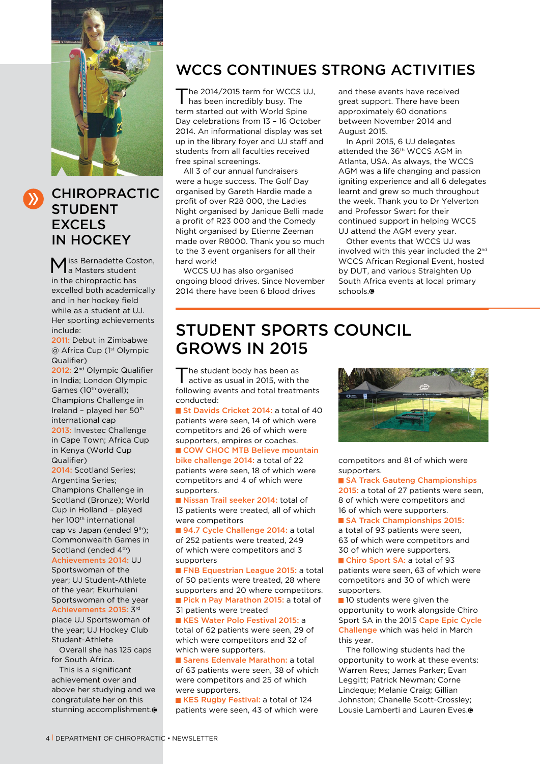## CHIROPRACTIC STUDENT EXCELS IN HOCKEY

Miss Bernadette Coston, a Masters student in the chiropractic has excelled both academically and in her hockey field while as a student at UJ. Her sporting achievements include:

**2011:** Debut in Zimbabwe @ Africa Cup (1st Olympic Qualifier)

**2012:** 2nd Olympic Qualifier in India; London Olympic Games (10th overall); Champions Challenge in Ireland – played her 50th international cap

**2013:** Investec Challenge in Cape Town; Africa Cup in Kenya (World Cup Qualifier)

**2014:** Scotland Series; Argentina Series; Champions Challenge in Scotland (Bronze); World Cup in Holland – played her 100th international cap vs Japan (ended 9th); Commonwealth Games in Scotland (ended 4th)

**Achievements 2014:** UJ Sportswoman of the year; UJ Student-Athlete of the year; Ekurhuleni Sportswoman of the year

**Achievements 2015:** 3rd place UJ Sportswoman of the year; UJ Hockey Club Student-Athlete

Overall she has 125 caps for South Africa.

This is a significant achievement over and above her studying and we congratulate her on this stunning accomplishment.

## WCCS CONTINUES STRONG ACTIVITIES

The 2014/2015 term for WCCS UJ, has been incredibly busy. The term started out with World Spine Day celebrations from 13 – 16 October 2014. An informational display was set up in the library foyer and UJ staff and students from all faculties received free spinal screenings.

All 3 of our annual fundraisers were a huge success. The Golf Day organised by Gareth Hardie made a profit of over R28 000, the Ladies Night organised by Janique Belli made a profit of R23 000 and the Comedy Night organised by Etienne Zeeman made over R8000. Thank you so much to the 3 event organisers for all their hard work!

WCCS UJ has also organised ongoing blood drives. Since November 2014 there have been 6 blood drives and these events have received great support. There have been approximately 60 donations between November 2014 and August 2015.

In April 2015, 6 UJ delegates attended the 36th WCCS AGM in Atlanta, USA. As always, the WCCS AGM was a life changing and passion igniting experience and all 6 delegates learnt and grew so much throughout the week. Thank you to Dr Yelverton and Professor Swart for their continued support in helping WCCS UJ attend the AGM every year.

Other events that WCCS UJ was involved with this year included the 2nd WCCS African Regional Event, hosted by DUT, and various Straighten Up South Africa events at local primary schools.

## STUDENT SPORTS COUNCIL GROWS IN 2015

The student body has been as active as usual in 2015, with the following events and total treatments conducted:

- **St Davids Cricket 2014:** a total of 40 patients were seen, 14 of which were competitors and 26 of which were supporters, empires or coaches.
- **COW CHOC MTB Believe mountain bike challenge 2014:** a total of 22 patients were seen, 18 of which were competitors and 4 of which were supporters.
- **Nissan Trail seeker 2014:** total of 13 patients were treated, all of which were competitors
- **94.7 Cycle Challenge 2014:** a total of 252 patients were treated, 249 of which were competitors and 3 supporters
- **FNB Equestrian League 2015:** a total of 50 patients were treated, 28 where supporters and 20 where competitors.
- **Pick n Pay Marathon 2015:** a total of 31 patients were treated
- **KES Water Polo Festival 2015:** a total of 62 patients were seen, 29 of which were competitors and 32 of which were supporters.
- **Sarens Edenvale Marathon:** a total of 63 patients were seen, 38 of which were competitors and 25 of which were supporters.
- **KES Rugby Festival:** a total of 124 patients were seen, 43 of which were competitors and 81 of which were supporters.
- **SA Track Gauteng Championships 2015:** a total of 27 patients were seen, 8 of which were competitors and 16 of which were supporters.
- **SA Track Championships 2015:** a total of 93 patients were seen, 63 of which were competitors and 30 of which were supporters.
- **Chiro Sport SA:** a total of 93 patients were seen, 63 of which were competitors and 30 of which were supporters.
- 10 students were given the opportunity to work alongside Chiro Sport SA in the 2015 **Cape Epic Cycle Challenge** which was held in March this year.

The following students had the opportunity to work at these events: Warren Rees; James Parker; Evan Leggitt; Patrick Newman; Corne Lindeque; Melanie Craig; Gillian Johnston; Chanelle Scott-Crossley; Lousie Lamberti and Lauren Eves.